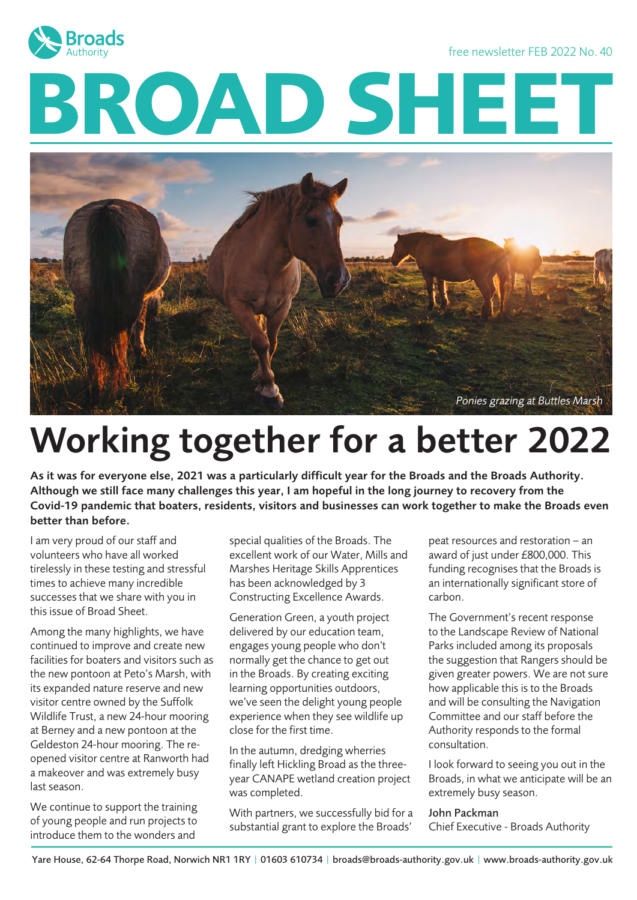Broads Authority

free newsletter FEB 2022 No. 40

# BROAD SHEET

*Ponies grazing at Buttles Marsh*

## Working together for a better 2022

**As it was for everyone else, 2021 was a particularly difficult year for the Broads and the Broads Authority. Although we still face many challenges this year, I am hopeful in the long journey to recovery from the Covid-19 pandemic that boaters, residents, visitors and businesses can work together to make the Broads even better than before.**

I am very proud of our staff and volunteers who have all worked tirelessly in these testing and stressful times to achieve many incredible successes that we share with you in this issue of Broad Sheet.

Among the many highlights, we have continued to improve and create new facilities for boaters and visitors such as the new pontoon at Peto's Marsh, with its expanded nature reserve and new visitor centre owned by the Suffolk Wildlife Trust, a new 24-hour mooring at Berney and a new pontoon at the Geldeston 24-hour mooring. The re-opened visitor centre at Ranworth had a makeover and was extremely busy last season.

We continue to support the training of young people and run projects to introduce them to the wonders and special qualities of the Broads. The excellent work of our Water, Mills and Marshes Heritage Skills Apprentices has been acknowledged by 3 Constructing Excellence Awards.

Generation Green, a youth project delivered by our education team, engages young people who don't normally get the chance to get out in the Broads. By creating exciting learning opportunities outdoors, we've seen the delight young people experience when they see wildlife up close for the first time.

In the autumn, dredging wherries finally left Hickling Broad as the three-year CANAPE wetland creation project was completed.

With partners, we successfully bid for a substantial grant to explore the Broads' peat resources and restoration – an award of just under £800,000. This funding recognises that the Broads is an internationally significant store of carbon.

The Government's recent response to the Landscape Review of National Parks included among its proposals the suggestion that Rangers should be given greater powers. We are not sure how applicable this is to the Broads and will be consulting the Navigation Committee and our staff before the Authority responds to the formal consultation.

I look forward to seeing you out in the Broads, in what we anticipate will be an extremely busy season.

John Packman
Chief Executive - Broads Authority

Yare House, 62-64 Thorpe Road, Norwich NR1 1RY | 01603 610734 | broads@broads-authority.gov.uk | www.broads-authority.gov.uk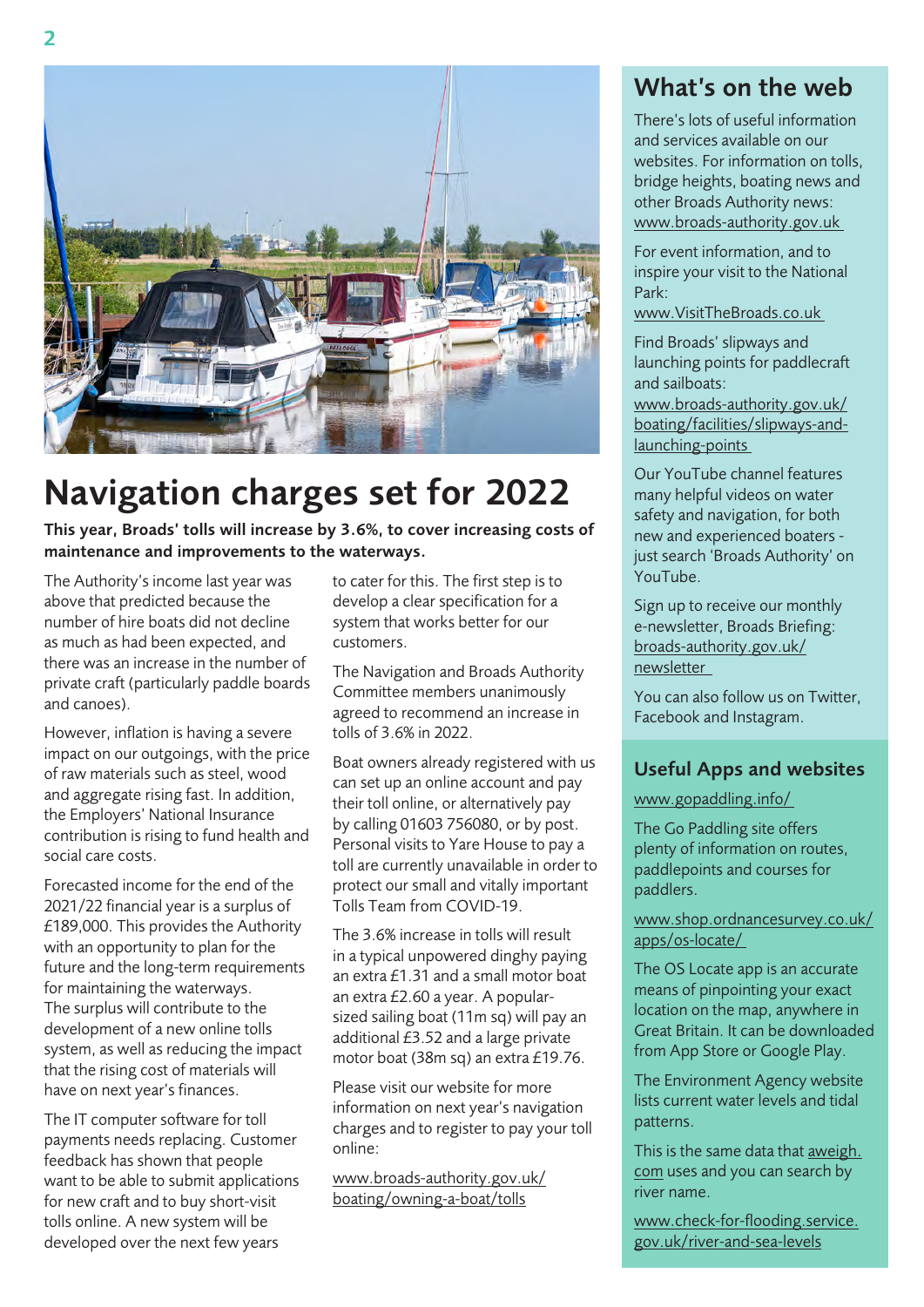# Navigation charges set for 2022

**This year, Broads' tolls will increase by 3.6%, to cover increasing costs of maintenance and improvements to the waterways.**

The Authority's income last year was above that predicted because the number of hire boats did not decline as much as had been expected, and there was an increase in the number of private craft (particularly paddle boards and canoes).

However, inflation is having a severe impact on our outgoings, with the price of raw materials such as steel, wood and aggregate rising fast. In addition, the Employers' National Insurance contribution is rising to fund health and social care costs.

Forecasted income for the end of the 2021/22 financial year is a surplus of £189,000. This provides the Authority with an opportunity to plan for the future and the long-term requirements for maintaining the waterways. The surplus will contribute to the development of a new online tolls system, as well as reducing the impact that the rising cost of materials will have on next year's finances.

The IT computer software for toll payments needs replacing. Customer feedback has shown that people want to be able to submit applications for new craft and to buy short-visit tolls online. A new system will be developed over the next few years to cater for this. The first step is to develop a clear specification for a system that works better for our customers.

The Navigation and Broads Authority Committee members unanimously agreed to recommend an increase in tolls of 3.6% in 2022.

Boat owners already registered with us can set up an online account and pay their toll online, or alternatively pay by calling 01603 756080, or by post. Personal visits to Yare House to pay a toll are currently unavailable in order to protect our small and vitally important Tolls Team from COVID-19.

The 3.6% increase in tolls will result in a typical unpowered dinghy paying an extra £1.31 and a small motor boat an extra £2.60 a year. A popular-sized sailing boat (11m sq) will pay an additional £3.52 and a large private motor boat (38m sq) an extra £19.76.

Please visit our website for more information on next year's navigation charges and to register to pay your toll online:

www.broads-authority.gov.uk/boating/owning-a-boat/tolls

## What's on the web

There's lots of useful information and services available on our websites. For information on tolls, bridge heights, boating news and other Broads Authority news: www.broads-authority.gov.uk

For event information, and to inspire your visit to the National Park: www.VisitTheBroads.co.uk

Find Broads' slipways and launching points for paddlecraft and sailboats: www.broads-authority.gov.uk/boating/facilities/slipways-and-launching-points

Our YouTube channel features many helpful videos on water safety and navigation, for both new and experienced boaters - just search 'Broads Authority' on YouTube.

Sign up to receive our monthly e-newsletter, Broads Briefing: broads-authority.gov.uk/newsletter

You can also follow us on Twitter, Facebook and Instagram.

## Useful Apps and websites

www.gopaddling.info/

The Go Paddling site offers plenty of information on routes, paddlepoints and courses for paddlers.

www.shop.ordnancesurvey.co.uk/apps/os-locate/

The OS Locate app is an accurate means of pinpointing your exact location on the map, anywhere in Great Britain. It can be downloaded from App Store or Google Play.

The Environment Agency website lists current water levels and tidal patterns.

This is the same data that aweigh.com uses and you can search by river name.

www.check-for-flooding.service.gov.uk/river-and-sea-levels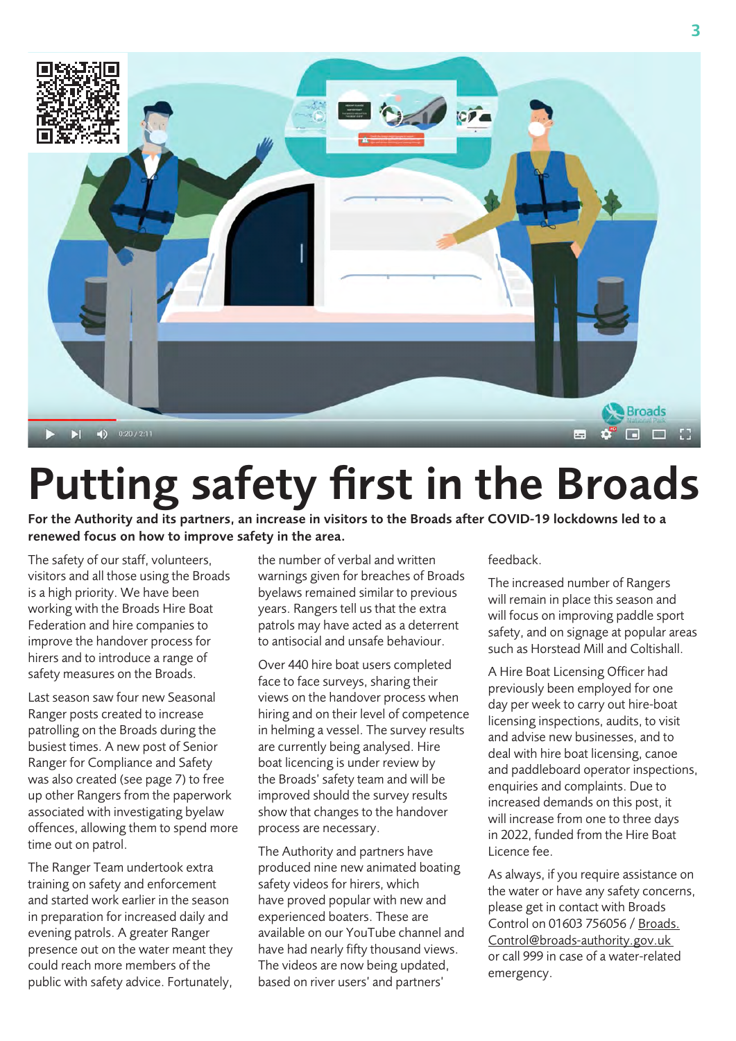# Putting safety first in the Broads

**For the Authority and its partners, an increase in visitors to the Broads after COVID-19 lockdowns led to a renewed focus on how to improve safety in the area.**

The safety of our staff, volunteers, visitors and all those using the Broads is a high priority. We have been working with the Broads Hire Boat Federation and hire companies to improve the handover process for hirers and to introduce a range of safety measures on the Broads.

Last season saw four new Seasonal Ranger posts created to increase patrolling on the Broads during the busiest times. A new post of Senior Ranger for Compliance and Safety was also created (see page 7) to free up other Rangers from the paperwork associated with investigating byelaw offences, allowing them to spend more time out on patrol.

The Ranger Team undertook extra training on safety and enforcement and started work earlier in the season in preparation for increased daily and evening patrols. A greater Ranger presence out on the water meant they could reach more members of the public with safety advice. Fortunately, the number of verbal and written warnings given for breaches of Broads byelaws remained similar to previous years. Rangers tell us that the extra patrols may have acted as a deterrent to antisocial and unsafe behaviour.

Over 440 hire boat users completed face to face surveys, sharing their views on the handover process when hiring and on their level of competence in helming a vessel. The survey results are currently being analysed. Hire boat licencing is under review by the Broads' safety team and will be improved should the survey results show that changes to the handover process are necessary.

The Authority and partners have produced nine new animated boating safety videos for hirers, which have proved popular with new and experienced boaters. These are available on our YouTube channel and have had nearly fifty thousand views. The videos are now being updated, based on river users' and partners' feedback.

The increased number of Rangers will remain in place this season and will focus on improving paddle sport safety, and on signage at popular areas such as Horstead Mill and Coltishall.

A Hire Boat Licensing Officer had previously been employed for one day per week to carry out hire-boat licensing inspections, audits, to visit and advise new businesses, and to deal with hire boat licensing, canoe and paddleboard operator inspections, enquiries and complaints. Due to increased demands on this post, it will increase from one to three days in 2022, funded from the Hire Boat Licence fee.

As always, if you require assistance on the water or have any safety concerns, please get in contact with Broads Control on 01603 756056 / Broads.Control@broads-authority.gov.uk or call 999 in case of a water-related emergency.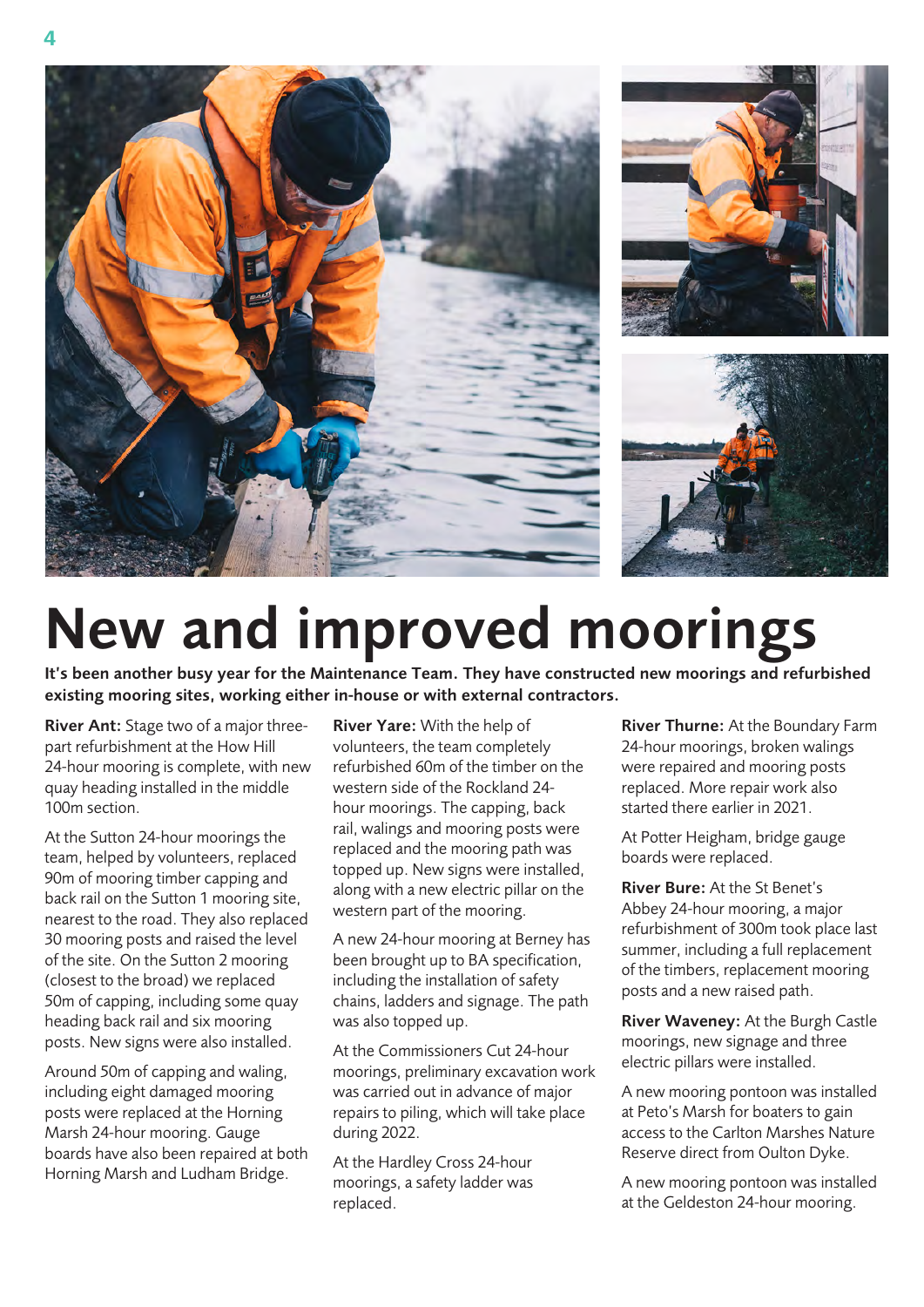# New and improved moorings

**It's been another busy year for the Maintenance Team. They have constructed new moorings and refurbished existing mooring sites, working either in-house or with external contractors.**

**River Ant:** Stage two of a major three-part refurbishment at the How Hill 24-hour mooring is complete, with new quay heading installed in the middle 100m section.

At the Sutton 24-hour moorings the team, helped by volunteers, replaced 90m of mooring timber capping and back rail on the Sutton 1 mooring site, nearest to the road. They also replaced 30 mooring posts and raised the level of the site. On the Sutton 2 mooring (closest to the broad) we replaced 50m of capping, including some quay heading back rail and six mooring posts. New signs were also installed.

Around 50m of capping and waling, including eight damaged mooring posts were replaced at the Horning Marsh 24-hour mooring. Gauge boards have also been repaired at both Horning Marsh and Ludham Bridge.

**River Yare:** With the help of volunteers, the team completely refurbished 60m of the timber on the western side of the Rockland 24-hour moorings. The capping, back rail, walings and mooring posts were replaced and the mooring path was topped up. New signs were installed, along with a new electric pillar on the western part of the mooring.

A new 24-hour mooring at Berney has been brought up to BA specification, including the installation of safety chains, ladders and signage. The path was also topped up.

At the Commissioners Cut 24-hour moorings, preliminary excavation work was carried out in advance of major repairs to piling, which will take place during 2022.

At the Hardley Cross 24-hour moorings, a safety ladder was replaced.

**River Thurne:** At the Boundary Farm 24-hour moorings, broken walings were repaired and mooring posts replaced. More repair work also started there earlier in 2021.

At Potter Heigham, bridge gauge boards were replaced.

**River Bure:** At the St Benet's Abbey 24-hour mooring, a major refurbishment of 300m took place last summer, including a full replacement of the timbers, replacement mooring posts and a new raised path.

**River Waveney:** At the Burgh Castle moorings, new signage and three electric pillars were installed.

A new mooring pontoon was installed at Peto's Marsh for boaters to gain access to the Carlton Marshes Nature Reserve direct from Oulton Dyke.

A new mooring pontoon was installed at the Geldeston 24-hour mooring.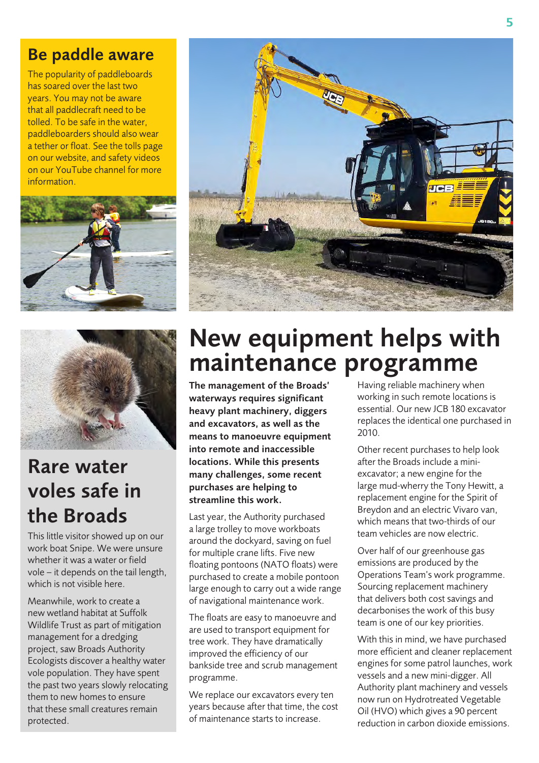## Be paddle aware

The popularity of paddleboards has soared over the last two years. You may not be aware that all paddlecraft need to be tolled. To be safe in the water, paddleboarders should also wear a tether or float. See the tolls page on our website, and safety videos on our YouTube channel for more information.

## Rare water voles safe in the Broads

This little visitor showed up on our work boat Snipe. We were unsure whether it was a water or field vole – it depends on the tail length, which is not visible here.

Meanwhile, work to create a new wetland habitat at Suffolk Wildlife Trust as part of mitigation management for a dredging project, saw Broads Authority Ecologists discover a healthy water vole population. They have spent the past two years slowly relocating them to new homes to ensure that these small creatures remain protected.

# New equipment helps with maintenance programme

**The management of the Broads' waterways requires significant heavy plant machinery, diggers and excavators, as well as the means to manoeuvre equipment into remote and inaccessible locations. While this presents many challenges, some recent purchases are helping to streamline this work.**

Last year, the Authority purchased a large trolley to move workboats around the dockyard, saving on fuel for multiple crane lifts. Five new floating pontoons (NATO floats) were purchased to create a mobile pontoon large enough to carry out a wide range of navigational maintenance work.

The floats are easy to manoeuvre and are used to transport equipment for tree work. They have dramatically improved the efficiency of our bankside tree and scrub management programme.

We replace our excavators every ten years because after that time, the cost of maintenance starts to increase.

Having reliable machinery when working in such remote locations is essential. Our new JCB 180 excavator replaces the identical one purchased in 2010.

Other recent purchases to help look after the Broads include a mini-excavator; a new engine for the large mud-wherry the Tony Hewitt, a replacement engine for the Spirit of Breydon and an electric Vivaro van, which means that two-thirds of our team vehicles are now electric.

Over half of our greenhouse gas emissions are produced by the Operations Team's work programme. Sourcing replacement machinery that delivers both cost savings and decarbonises the work of this busy team is one of our key priorities.

With this in mind, we have purchased more efficient and cleaner replacement engines for some patrol launches, work vessels and a new mini-digger. All Authority plant machinery and vessels now run on Hydrotreated Vegetable Oil (HVO) which gives a 90 percent reduction in carbon dioxide emissions.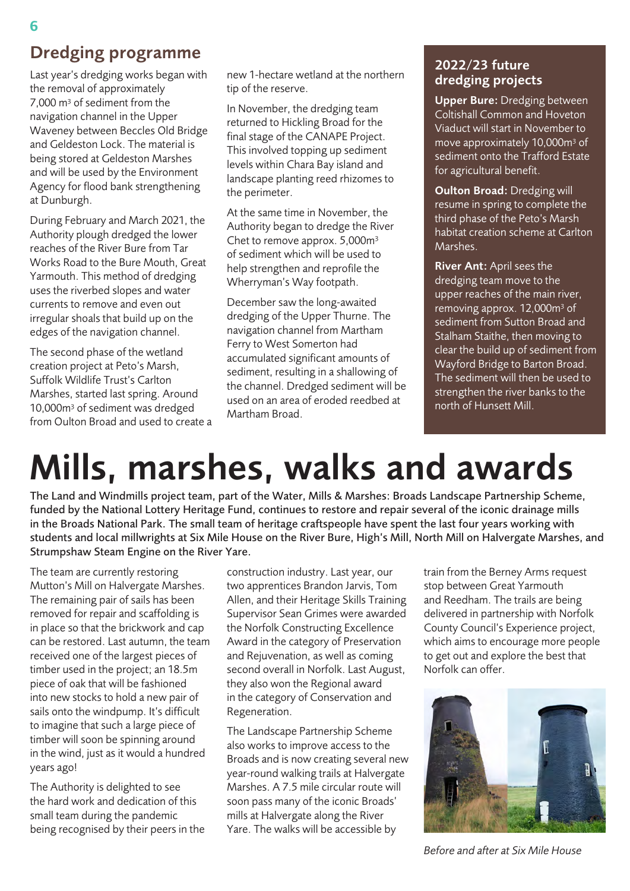## Dredging programme

Last year's dredging works began with the removal of approximately 7,000 m³ of sediment from the navigation channel in the Upper Waveney between Beccles Old Bridge and Geldeston Lock. The material is being stored at Geldeston Marshes and will be used by the Environment Agency for flood bank strengthening at Dunburgh.

During February and March 2021, the Authority plough dredged the lower reaches of the River Bure from Tar Works Road to the Bure Mouth, Great Yarmouth. This method of dredging uses the riverbed slopes and water currents to remove and even out irregular shoals that build up on the edges of the navigation channel.

The second phase of the wetland creation project at Peto's Marsh, Suffolk Wildlife Trust's Carlton Marshes, started last spring. Around 10,000m³ of sediment was dredged from Oulton Broad and used to create a new 1-hectare wetland at the northern tip of the reserve.

In November, the dredging team returned to Hickling Broad for the final stage of the CANAPE Project. This involved topping up sediment levels within Chara Bay island and landscape planting reed rhizomes to the perimeter.

At the same time in November, the Authority began to dredge the River Chet to remove approx. 5,000m³ of sediment which will be used to help strengthen and reprofile the Wherryman's Way footpath.

December saw the long-awaited dredging of the Upper Thurne. The navigation channel from Martham Ferry to West Somerton had accumulated significant amounts of sediment, resulting in a shallowing of the channel. Dredged sediment will be used on an area of eroded reedbed at Martham Broad.

### 2022/23 future dredging projects

**Upper Bure:** Dredging between Coltishall Common and Hoveton Viaduct will start in November to move approximately 10,000m³ of sediment onto the Trafford Estate for agricultural benefit.

**Oulton Broad:** Dredging will resume in spring to complete the third phase of the Peto's Marsh habitat creation scheme at Carlton Marshes.

**River Ant:** April sees the dredging team move to the upper reaches of the main river, removing approx. 12,000m³ of sediment from Sutton Broad and Stalham Staithe, then moving to clear the build up of sediment from Wayford Bridge to Barton Broad. The sediment will then be used to strengthen the river banks to the north of Hunsett Mill.

# Mills, marshes, walks and awards

**The Land and Windmills project team, part of the Water, Mills & Marshes: Broads Landscape Partnership Scheme, funded by the National Lottery Heritage Fund, continues to restore and repair several of the iconic drainage mills in the Broads National Park. The small team of heritage craftspeople have spent the last four years working with students and local millwrights at Six Mile House on the River Bure, High's Mill, North Mill on Halvergate Marshes, and Strumpshaw Steam Engine on the River Yare.**

The team are currently restoring Mutton's Mill on Halvergate Marshes. The remaining pair of sails has been removed for repair and scaffolding is in place so that the brickwork and cap can be restored. Last autumn, the team received one of the largest pieces of timber used in the project; an 18.5m piece of oak that will be fashioned into new stocks to hold a new pair of sails onto the windpump. It's difficult to imagine that such a large piece of timber will soon be spinning around in the wind, just as it would a hundred years ago!

The Authority is delighted to see the hard work and dedication of this small team during the pandemic being recognised by their peers in the construction industry. Last year, our two apprentices Brandon Jarvis, Tom Allen, and their Heritage Skills Training Supervisor Sean Grimes were awarded the Norfolk Constructing Excellence Award in the category of Preservation and Rejuvenation, as well as coming second overall in Norfolk. Last August, they also won the Regional award in the category of Conservation and Regeneration.

The Landscape Partnership Scheme also works to improve access to the Broads and is now creating several new year-round walking trails at Halvergate Marshes. A 7.5 mile circular route will soon pass many of the iconic Broads' mills at Halvergate along the River Yare. The walks will be accessible by train from the Berney Arms request stop between Great Yarmouth and Reedham. The trails are being delivered in partnership with Norfolk County Council's Experience project, which aims to encourage more people to get out and explore the best that Norfolk can offer.

*Before and after at Six Mile House*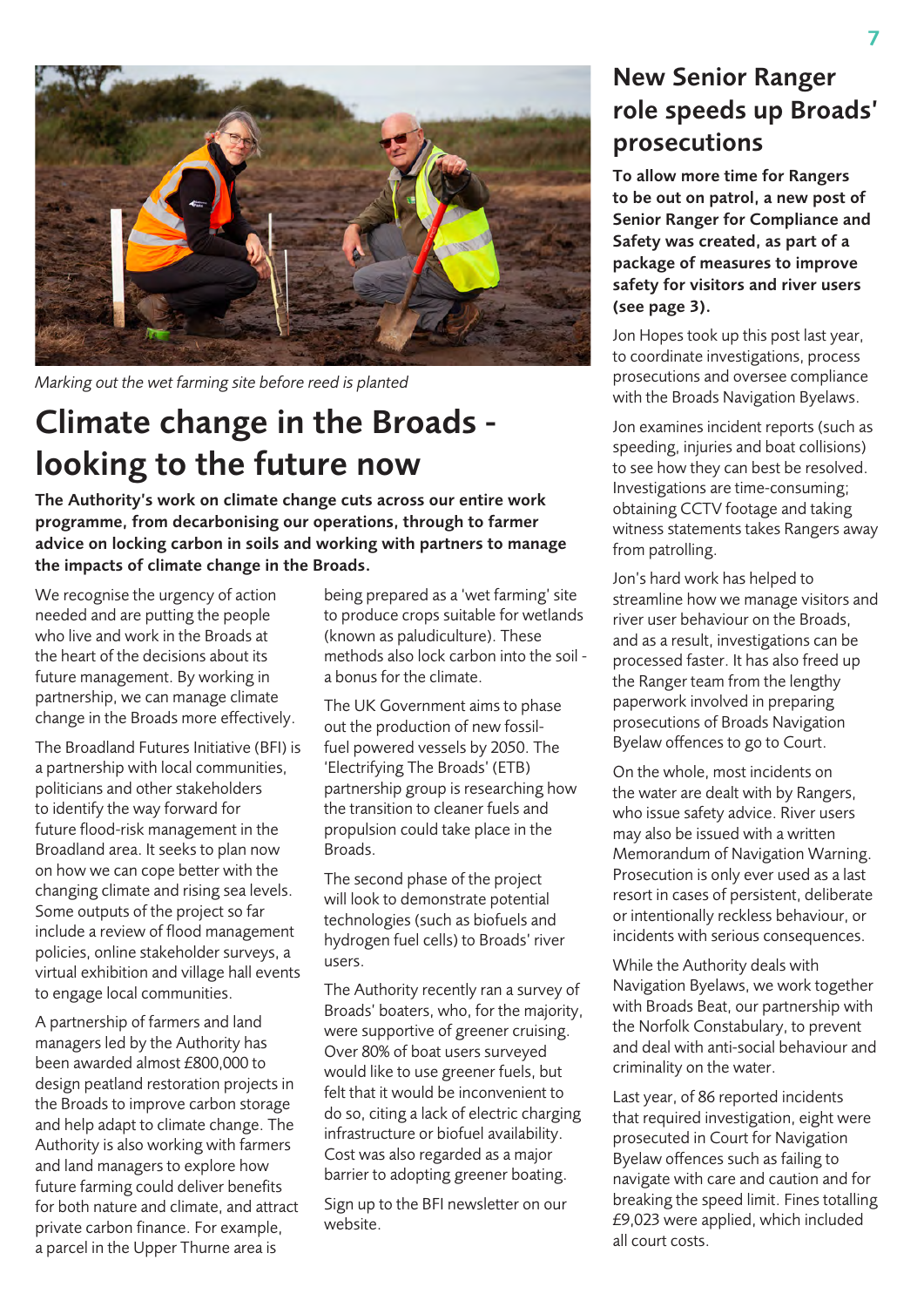*Marking out the wet farming site before reed is planted*

# Climate change in the Broads - looking to the future now

**The Authority's work on climate change cuts across our entire work programme, from decarbonising our operations, through to farmer advice on locking carbon in soils and working with partners to manage the impacts of climate change in the Broads.**

We recognise the urgency of action needed and are putting the people who live and work in the Broads at the heart of the decisions about its future management. By working in partnership, we can manage climate change in the Broads more effectively.

The Broadland Futures Initiative (BFI) is a partnership with local communities, politicians and other stakeholders to identify the way forward for future flood-risk management in the Broadland area. It seeks to plan now on how we can cope better with the changing climate and rising sea levels. Some outputs of the project so far include a review of flood management policies, online stakeholder surveys, a virtual exhibition and village hall events to engage local communities.

A partnership of farmers and land managers led by the Authority has been awarded almost £800,000 to design peatland restoration projects in the Broads to improve carbon storage and help adapt to climate change. The Authority is also working with farmers and land managers to explore how future farming could deliver benefits for both nature and climate, and attract private carbon finance. For example, a parcel in the Upper Thurne area is being prepared as a 'wet farming' site to produce crops suitable for wetlands (known as paludiculture). These methods also lock carbon into the soil - a bonus for the climate.

The UK Government aims to phase out the production of new fossil-fuel powered vessels by 2050. The 'Electrifying The Broads' (ETB) partnership group is researching how the transition to cleaner fuels and propulsion could take place in the Broads.

The second phase of the project will look to demonstrate potential technologies (such as biofuels and hydrogen fuel cells) to Broads' river users.

The Authority recently ran a survey of Broads' boaters, who, for the majority, were supportive of greener cruising. Over 80% of boat users surveyed would like to use greener fuels, but felt that it would be inconvenient to do so, citing a lack of electric charging infrastructure or biofuel availability. Cost was also regarded as a major barrier to adopting greener boating.

Sign up to the BFI newsletter on our website.

# New Senior Ranger role speeds up Broads' prosecutions

**To allow more time for Rangers to be out on patrol, a new post of Senior Ranger for Compliance and Safety was created, as part of a package of measures to improve safety for visitors and river users (see page 3).**

Jon Hopes took up this post last year, to coordinate investigations, process prosecutions and oversee compliance with the Broads Navigation Byelaws.

Jon examines incident reports (such as speeding, injuries and boat collisions) to see how they can best be resolved. Investigations are time-consuming; obtaining CCTV footage and taking witness statements takes Rangers away from patrolling.

Jon's hard work has helped to streamline how we manage visitors and river user behaviour on the Broads, and as a result, investigations can be processed faster. It has also freed up the Ranger team from the lengthy paperwork involved in preparing prosecutions of Broads Navigation Byelaw offences to go to Court.

On the whole, most incidents on the water are dealt with by Rangers, who issue safety advice. River users may also be issued with a written Memorandum of Navigation Warning. Prosecution is only ever used as a last resort in cases of persistent, deliberate or intentionally reckless behaviour, or incidents with serious consequences.

While the Authority deals with Navigation Byelaws, we work together with Broads Beat, our partnership with the Norfolk Constabulary, to prevent and deal with anti-social behaviour and criminality on the water.

Last year, of 86 reported incidents that required investigation, eight were prosecuted in Court for Navigation Byelaw offences such as failing to navigate with care and caution and for breaking the speed limit. Fines totalling £9,023 were applied, which included all court costs.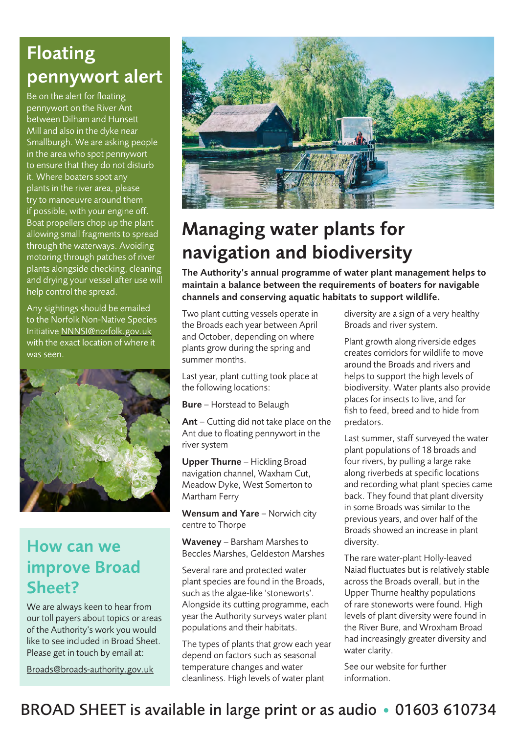## Floating pennywort alert

Be on the alert for floating pennywort on the River Ant between Dilham and Hunsett Mill and also in the dyke near Smallburgh. We are asking people in the area who spot pennywort to ensure that they do not disturb it. Where boaters spot any plants in the river area, please try to manoeuvre around them if possible, with your engine off. Boat propellers chop up the plant allowing small fragments to spread through the waterways. Avoiding motoring through patches of river plants alongside checking, cleaning and drying your vessel after use will help control the spread.

Any sightings should be emailed to the Norfolk Non-Native Species Initiative NNNSI@norfolk.gov.uk with the exact location of where it was seen.

## How can we improve Broad Sheet?

We are always keen to hear from our toll payers about topics or areas of the Authority's work you would like to see included in Broad Sheet. Please get in touch by email at:

Broads@broads-authority.gov.uk

# Managing water plants for navigation and biodiversity

**The Authority's annual programme of water plant management helps to maintain a balance between the requirements of boaters for navigable channels and conserving aquatic habitats to support wildlife.**

Two plant cutting vessels operate in the Broads each year between April and October, depending on where plants grow during the spring and summer months.

Last year, plant cutting took place at the following locations:

**Bure** – Horstead to Belaugh

**Ant** – Cutting did not take place on the Ant due to floating pennywort in the river system

**Upper Thurne** – Hickling Broad navigation channel, Waxham Cut, Meadow Dyke, West Somerton to Martham Ferry

**Wensum and Yare** – Norwich city centre to Thorpe

**Waveney** – Barsham Marshes to Beccles Marshes, Geldeston Marshes

Several rare and protected water plant species are found in the Broads, such as the algae-like 'stoneworts'. Alongside its cutting programme, each year the Authority surveys water plant populations and their habitats.

The types of plants that grow each year depend on factors such as seasonal temperature changes and water cleanliness. High levels of water plant diversity are a sign of a very healthy Broads and river system.

Plant growth along riverside edges creates corridors for wildlife to move around the Broads and rivers and helps to support the high levels of biodiversity. Water plants also provide places for insects to live, and for fish to feed, breed and to hide from predators.

Last summer, staff surveyed the water plant populations of 18 broads and four rivers, by pulling a large rake along riverbeds at specific locations and recording what plant species came back. They found that plant diversity in some Broads was similar to the previous years, and over half of the Broads showed an increase in plant diversity.

The rare water-plant Holly-leaved Naiad fluctuates but is relatively stable across the Broads overall, but in the Upper Thurne healthy populations of rare stoneworts were found. High levels of plant diversity were found in the River Bure, and Wroxham Broad had increasingly greater diversity and water clarity.

See our website for further information.

BROAD SHEET is available in large print or as audio • 01603 610734